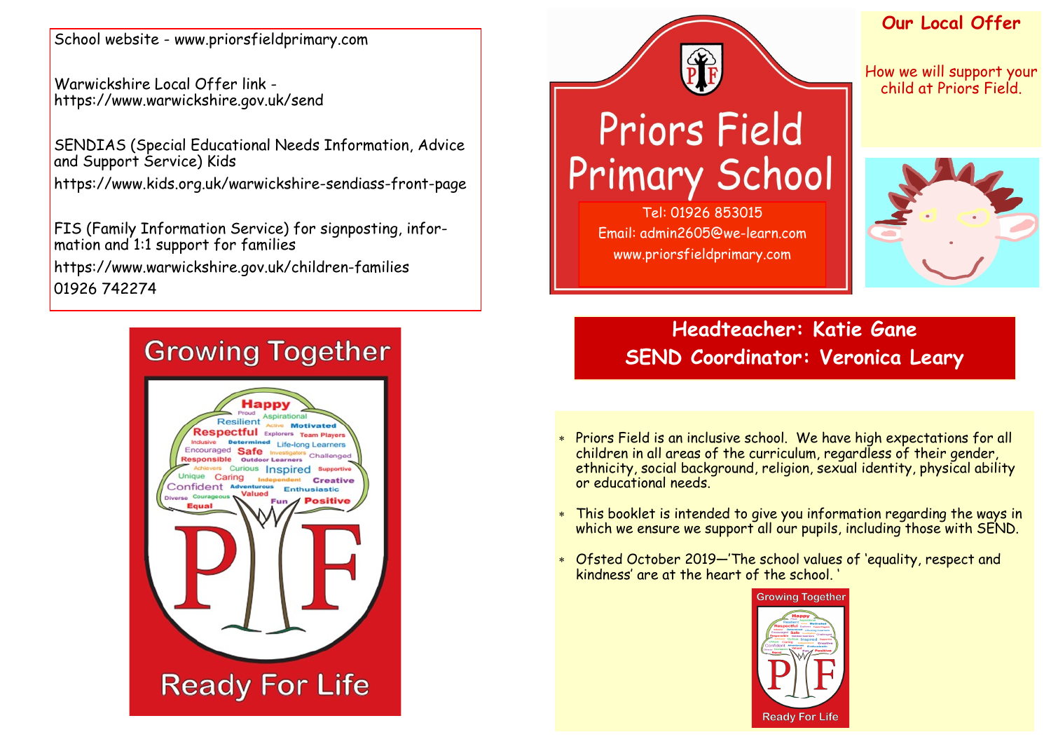School website - www.priorsfieldprimary.com

Warwickshire Local Offer link - https://www.warwickshire.gov.uk/send

SENDIAS (Special Educational Needs Information, Advice and Support Service) Kids

https://www.kids.org.uk/warwickshire-sendiass-front-page

FIS (Family Information Service) for signposting, information and 1:1 support for families

https://www.warwickshire.gov.uk/children-families

01926 742274

Growing Together

Ready For Life

# Priors Field Primary School

Tel: 01926 853015

Email: admin2605@we-learn.com

www.priorsfieldprimary.com

## Our Local Offer

How we will support your child at Priors Field.

**Headteacher: Katie Gane**

**SEND Coordinator: Veronica Leary**

- Priors Field is an inclusive school. We have high expectations for all children in all areas of the curriculum, regardless of their gender, ethnicity, social background, religion, sexual identity, physical ability or educational needs.
- This booklet is intended to give you information regarding the ways in which we ensure we support all our pupils, including those with SEND.
- Ofsted October 2019—'The school values of 'equality, respect and kindness' are at the heart of the school. '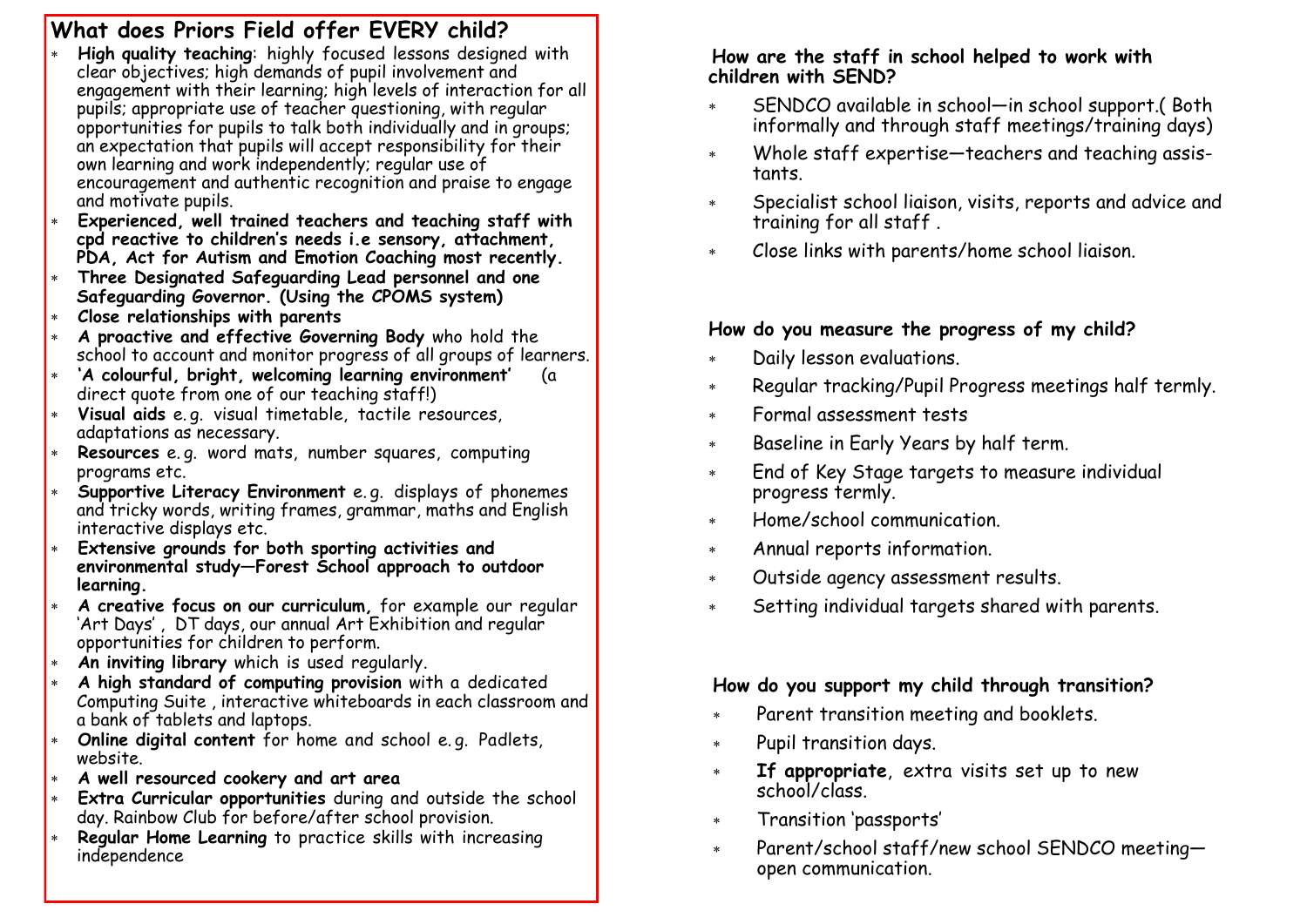## What does Priors Field offer EVERY child?

- **High quality teaching**: highly focused lessons designed with clear objectives; high demands of pupil involvement and engagement with their learning; high levels of interaction for all pupils; appropriate use of teacher questioning, with regular opportunities for pupils to talk both individually and in groups; an expectation that pupils will accept responsibility for their own learning and work independently; regular use of encouragement and authentic recognition and praise to engage and motivate pupils.
- **Experienced, well trained teachers and teaching staff with cpd reactive to children's needs i.e sensory, attachment, PDA, Act for Autism and Emotion Coaching most recently.**
- **Three Designated Safeguarding Lead personnel and one Safeguarding Governor. (Using the CPOMS system)**
- **Close relationships with parents**
- **A proactive and effective Governing Body** who hold the school to account and monitor progress of all groups of learners.
- **'A colourful, bright, welcoming learning environment'** (a direct quote from one of our teaching staff!)
- **Visual aids** e.g. visual timetable, tactile resources, adaptations as necessary.
- **Resources** e.g. word mats, number squares, computing programs etc.
- **Supportive Literacy Environment** e.g. displays of phonemes and tricky words, writing frames, grammar, maths and English interactive displays etc.
- **Extensive grounds for both sporting activities and environmental study—Forest School approach to outdoor learning.**
- **A creative focus on our curriculum,** for example our regular 'Art Days' , DT days, our annual Art Exhibition and regular opportunities for children to perform.
- **An inviting library** which is used regularly.
- **A high standard of computing provision** with a dedicated Computing Suite , interactive whiteboards in each classroom and a bank of tablets and laptops.
- **Online digital content** for home and school e.g. Padlets, website.
- **A well resourced cookery and art area**
- **Extra Curricular opportunities** during and outside the school day. Rainbow Club for before/after school provision.
- **Regular Home Learning** to practice skills with increasing independence

### How are the staff in school helped to work with children with SEND?

- SENDCO available in school—in school support.( Both informally and through staff meetings/training days)
- Whole staff expertise—teachers and teaching assistants.
- Specialist school liaison, visits, reports and advice and training for all staff .
- Close links with parents/home school liaison.

### How do you measure the progress of my child?

- Daily lesson evaluations.
- Regular tracking/Pupil Progress meetings half termly.
- Formal assessment tests
- Baseline in Early Years by half term.
- End of Key Stage targets to measure individual progress termly.
- Home/school communication.
- Annual reports information.
- Outside agency assessment results.
- Setting individual targets shared with parents.

### How do you support my child through transition?

- Parent transition meeting and booklets.
- Pupil transition days.
- **If appropriate**, extra visits set up to new school/class.
- Transition 'passports'
- Parent/school staff/new school SENDCO meeting—open communication.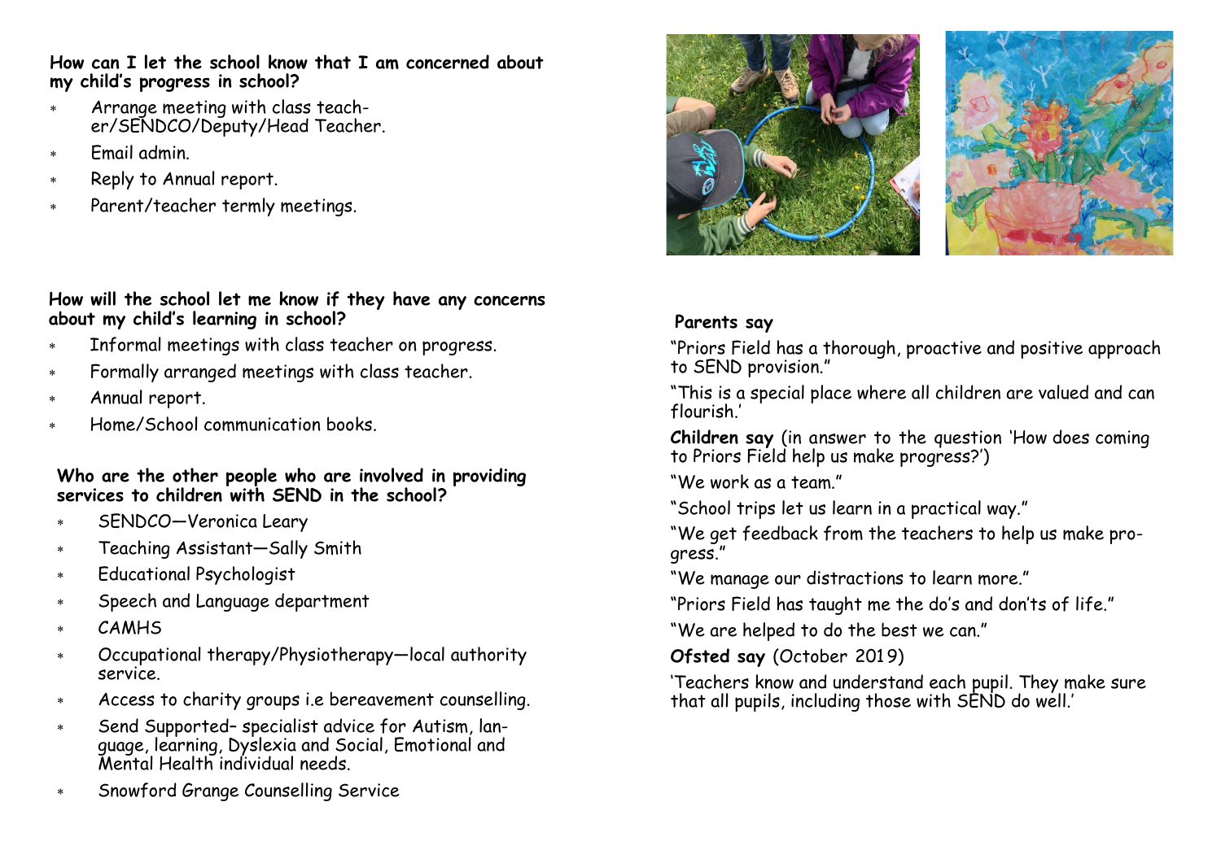**How can I let the school know that I am concerned about my child's progress in school?**

- Arrange meeting with class teacher/SENDCO/Deputy/Head Teacher.
- Email admin.
- Reply to Annual report.
- Parent/teacher termly meetings.

**How will the school let me know if they have any concerns about my child's learning in school?**

- Informal meetings with class teacher on progress.
- Formally arranged meetings with class teacher.
- Annual report.
- Home/School communication books.

**Who are the other people who are involved in providing services to children with SEND in the school?**

- SENDCO—Veronica Leary
- Teaching Assistant—Sally Smith
- Educational Psychologist
- Speech and Language department
- CAMHS
- Occupational therapy/Physiotherapy—local authority service.
- Access to charity groups i.e bereavement counselling.
- Send Supported– specialist advice for Autism, language, learning, Dyslexia and Social, Emotional and Mental Health individual needs.
- Snowford Grange Counselling Service

**Parents say**

"Priors Field has a thorough, proactive and positive approach to SEND provision."

"This is a special place where all children are valued and can flourish.'

**Children say** (in answer to the question 'How does coming to Priors Field help us make progress?')

"We work as a team."

"School trips let us learn in a practical way."

"We get feedback from the teachers to help us make progress."

"We manage our distractions to learn more."

"Priors Field has taught me the do's and don'ts of life."

"We are helped to do the best we can."

**Ofsted say** (October 2019)

'Teachers know and understand each pupil. They make sure that all pupils, including those with SEND do well.'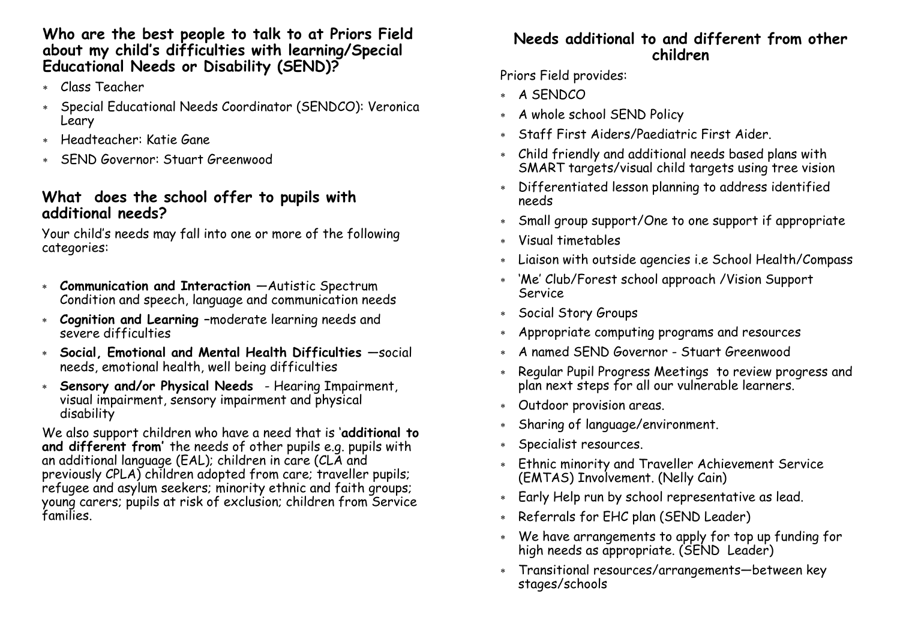## Who are the best people to talk to at Priors Field about my child's difficulties with learning/Special Educational Needs or Disability (SEND)?

- Class Teacher
- Special Educational Needs Coordinator (SENDCO): Veronica Leary
- Headteacher: Katie Gane
- SEND Governor: Stuart Greenwood

## What does the school offer to pupils with additional needs?

Your child's needs may fall into one or more of the following categories:

- **Communication and Interaction** —Autistic Spectrum Condition and speech, language and communication needs
- **Cognition and Learning** –moderate learning needs and severe difficulties
- **Social, Emotional and Mental Health Difficulties** —social needs, emotional health, well being difficulties
- **Sensory and/or Physical Needs** - Hearing Impairment, visual impairment, sensory impairment and physical disability

We also support children who have a need that is '**additional to and different from'** the needs of other pupils e.g. pupils with an additional language (EAL); children in care (CLA and previously CPLA) children adopted from care; traveller pupils; refugee and asylum seekers; minority ethnic and faith groups; young carers; pupils at risk of exclusion; children from Service families.

## Needs additional to and different from other children

Priors Field provides:

- A SENDCO
- A whole school SEND Policy
- Staff First Aiders/Paediatric First Aider.
- Child friendly and additional needs based plans with SMART targets/visual child targets using tree vision
- Differentiated lesson planning to address identified needs
- Small group support/One to one support if appropriate
- Visual timetables
- Liaison with outside agencies i.e School Health/Compass
- 'Me' Club/Forest school approach /Vision Support Service
- Social Story Groups
- Appropriate computing programs and resources
- A named SEND Governor - Stuart Greenwood
- Regular Pupil Progress Meetings to review progress and plan next steps for all our vulnerable learners.
- Outdoor provision areas.
- Sharing of language/environment.
- Specialist resources.
- Ethnic minority and Traveller Achievement Service (EMTAS) Involvement. (Nelly Cain)
- Early Help run by school representative as lead.
- Referrals for EHC plan (SEND Leader)
- We have arrangements to apply for top up funding for high needs as appropriate. (SEND Leader)
- Transitional resources/arrangements—between key stages/schools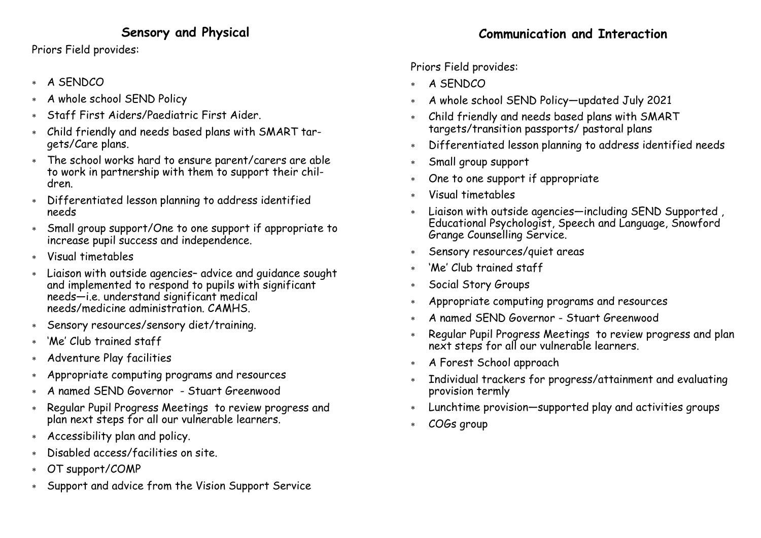## Sensory and Physical

Priors Field provides:

- A SENDCO
- A whole school SEND Policy
- Staff First Aiders/Paediatric First Aider.
- Child friendly and needs based plans with SMART targets/Care plans.
- The school works hard to ensure parent/carers are able to work in partnership with them to support their children.
- Differentiated lesson planning to address identified needs
- Small group support/One to one support if appropriate to increase pupil success and independence.
- Visual timetables
- Liaison with outside agencies– advice and guidance sought and implemented to respond to pupils with significant needs—i.e. understand significant medical needs/medicine administration. CAMHS.
- Sensory resources/sensory diet/training.
- 'Me' Club trained staff
- Adventure Play facilities
- Appropriate computing programs and resources
- A named SEND Governor - Stuart Greenwood
- Regular Pupil Progress Meetings to review progress and plan next steps for all our vulnerable learners.
- Accessibility plan and policy.
- Disabled access/facilities on site.
- OT support/COMP
- Support and advice from the Vision Support Service

## Communication and Interaction

Priors Field provides:

- A SENDCO
- A whole school SEND Policy—updated July 2021
- Child friendly and needs based plans with SMART targets/transition passports/ pastoral plans
- Differentiated lesson planning to address identified needs
- Small group support
- One to one support if appropriate
- Visual timetables
- Liaison with outside agencies—including SEND Supported , Educational Psychologist, Speech and Language, Snowford Grange Counselling Service.
- Sensory resources/quiet areas
- 'Me' Club trained staff
- Social Story Groups
- Appropriate computing programs and resources
- A named SEND Governor - Stuart Greenwood
- Regular Pupil Progress Meetings to review progress and plan next steps for all our vulnerable learners.
- A Forest School approach
- Individual trackers for progress/attainment and evaluating provision termly
- Lunchtime provision—supported play and activities groups
- COGs group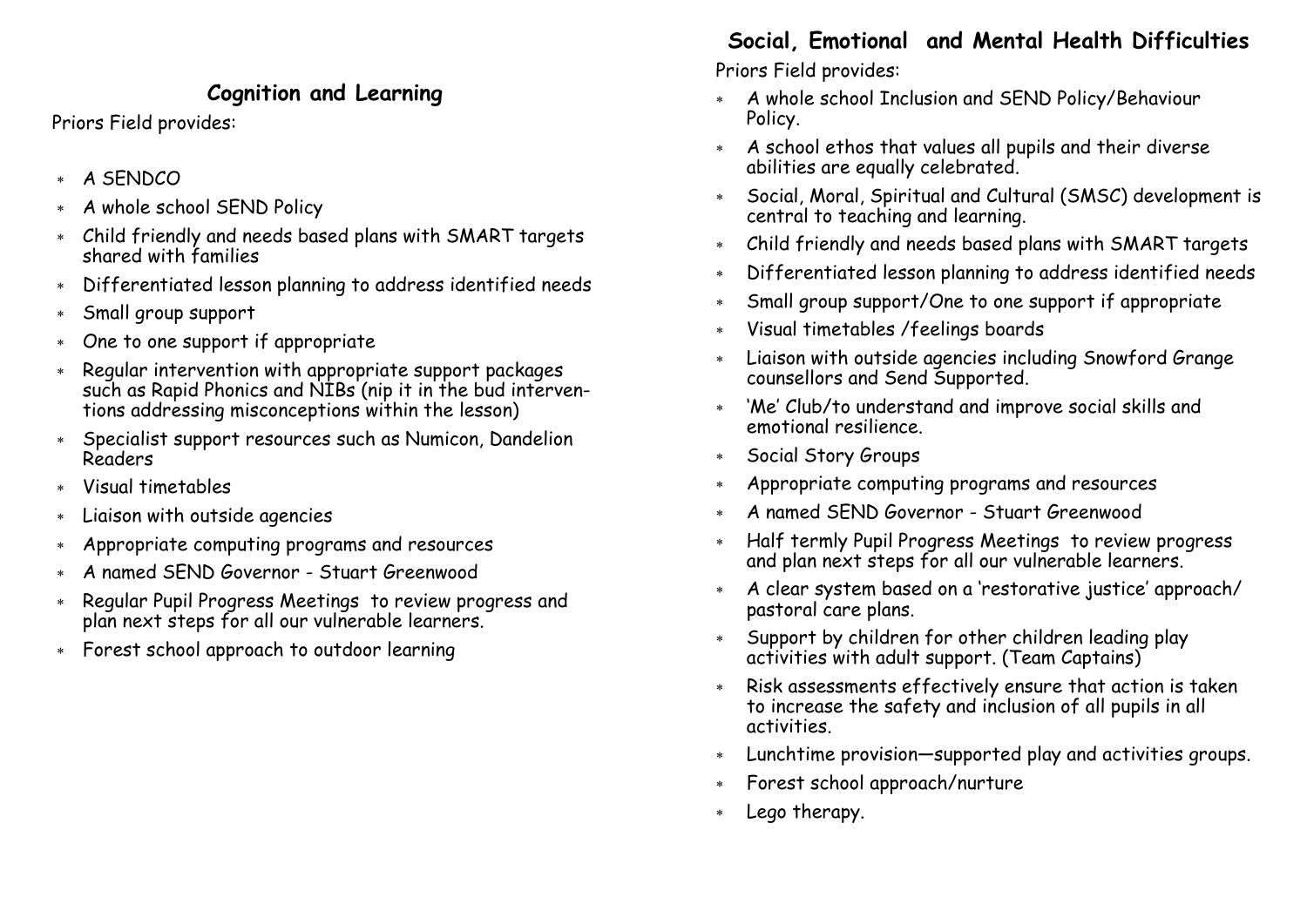## Cognition and Learning

Priors Field provides:

- A SENDCO
- A whole school SEND Policy
- Child friendly and needs based plans with SMART targets shared with families
- Differentiated lesson planning to address identified needs
- Small group support
- One to one support if appropriate
- Regular intervention with appropriate support packages such as Rapid Phonics and NIBs (nip it in the bud interventions addressing misconceptions within the lesson)
- Specialist support resources such as Numicon, Dandelion Readers
- Visual timetables
- Liaison with outside agencies
- Appropriate computing programs and resources
- A named SEND Governor - Stuart Greenwood
- Regular Pupil Progress Meetings to review progress and plan next steps for all our vulnerable learners.
- Forest school approach to outdoor learning

## Social, Emotional and Mental Health Difficulties

Priors Field provides:

- A whole school Inclusion and SEND Policy/Behaviour Policy.
- A school ethos that values all pupils and their diverse abilities are equally celebrated.
- Social, Moral, Spiritual and Cultural (SMSC) development is central to teaching and learning.
- Child friendly and needs based plans with SMART targets
- Differentiated lesson planning to address identified needs
- Small group support/One to one support if appropriate
- Visual timetables /feelings boards
- Liaison with outside agencies including Snowford Grange counsellors and Send Supported.
- 'Me' Club/to understand and improve social skills and emotional resilience.
- Social Story Groups
- Appropriate computing programs and resources
- A named SEND Governor - Stuart Greenwood
- Half termly Pupil Progress Meetings to review progress and plan next steps for all our vulnerable learners.
- A clear system based on a 'restorative justice' approach/ pastoral care plans.
- Support by children for other children leading play activities with adult support. (Team Captains)
- Risk assessments effectively ensure that action is taken to increase the safety and inclusion of all pupils in all activities.
- Lunchtime provision—supported play and activities groups.
- Forest school approach/nurture
- Lego therapy.